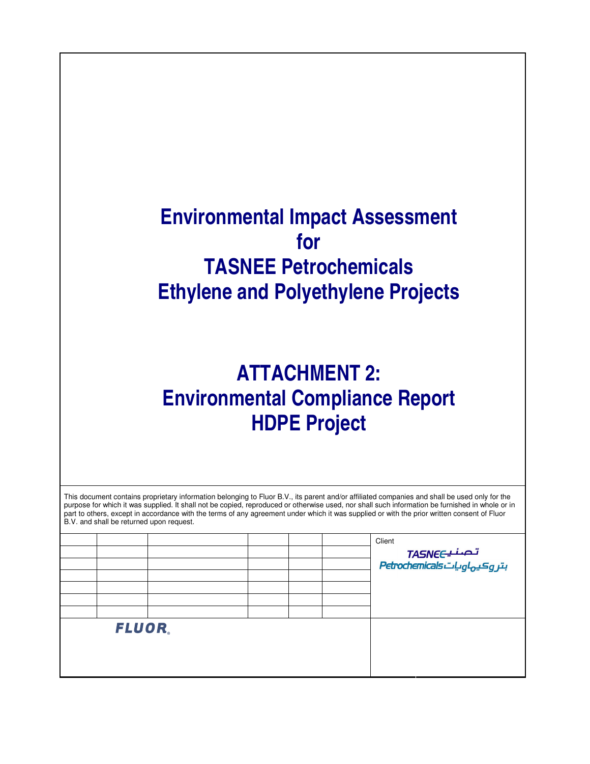# Environmental Impact Assessment for TASNEE Petrochemicals Ethylene and Polyethylene Projects

# ATTACHMENT 2: Environmental Compliance Report HDPE Project

This document contains proprietary information belonging to Fluor B.V., its parent and/or affiliated companies and shall be used only for the purpose for which it was supplied. It shall not be copied, reproduced or otherwise used, nor shall such information be furnished in whole or in part to others, except in accordance with the terms of any agreement under which it was supplied or with the prior written consent of Fluor B.V. and shall be returned upon request.

| | | | | | | Client |
|---|---|---|---|---|---|---|
| | | | | | | TASNEE تصنيع Petrochemicals بتروكيماويات |
| | | | | | | |
| | | | | | | |
| | | | | | | |
| | | | | | | |
| | | | | | | |

FLUOR.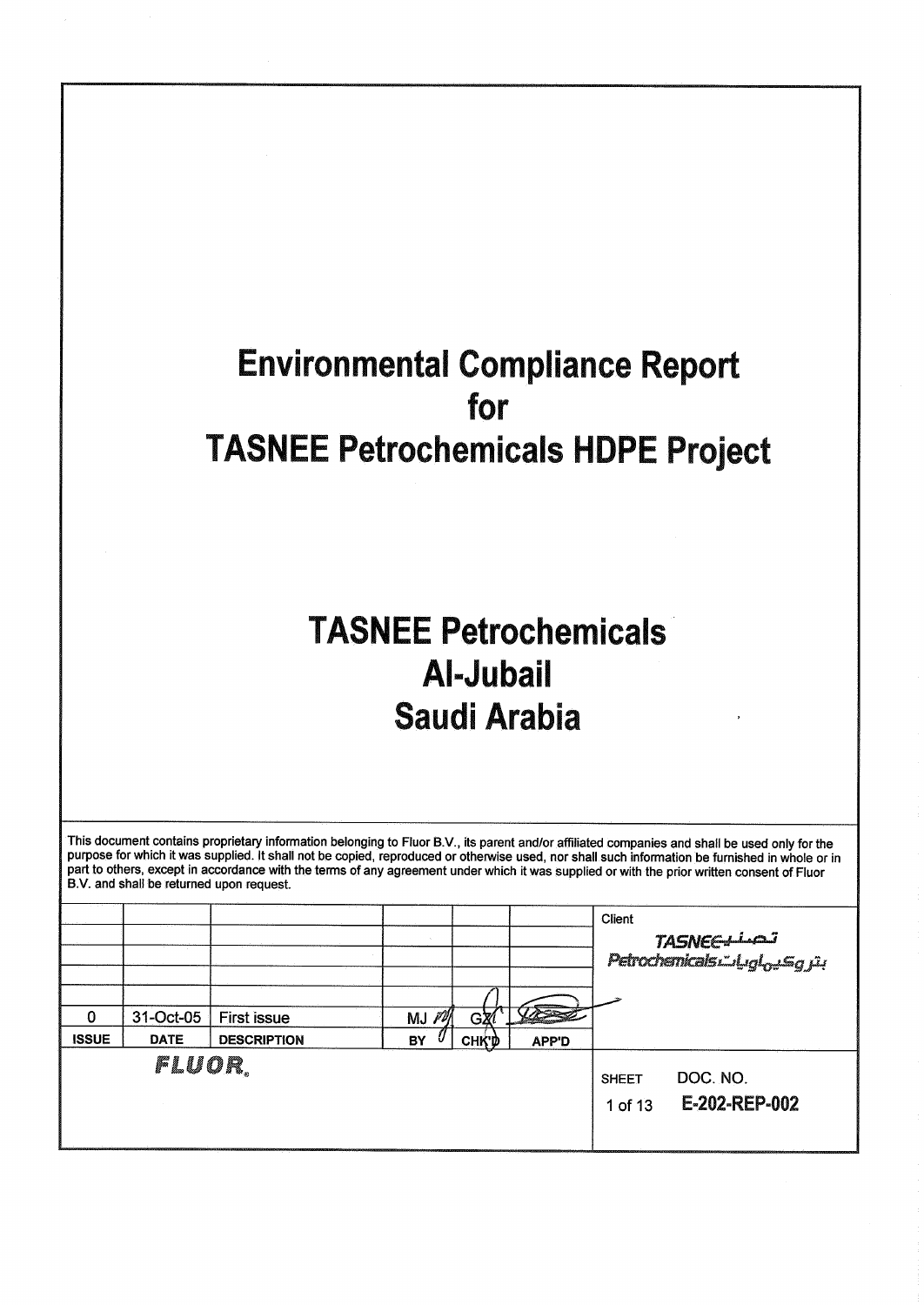# Environmental Compliance Report for TASNEE Petrochemicals HDPE Project

# TASNEE Petrochemicals Al-Jubail Saudi Arabia

This document contains proprietary information belonging to Fluor B.V., its parent and/or affiliated companies and shall be used only for the purpose for which it was supplied. It shall not be copied, reproduced or otherwise used, nor shall such information be furnished in whole or in part to others, except in accordance with the terms of any agreement under which it was supplied or with the prior written consent of Fluor B.V. and shall be returned upon request.

| ISSUE | DATE | DESCRIPTION | BY | CHK'D | APP'D |
|---|---|---|---|---|---|
| 0 | 31-Oct-05 | First issue | MJ | GZ | |

Client: TASNEE Petrochemicals

FLUOR

DOC. NO. E-202-REP-002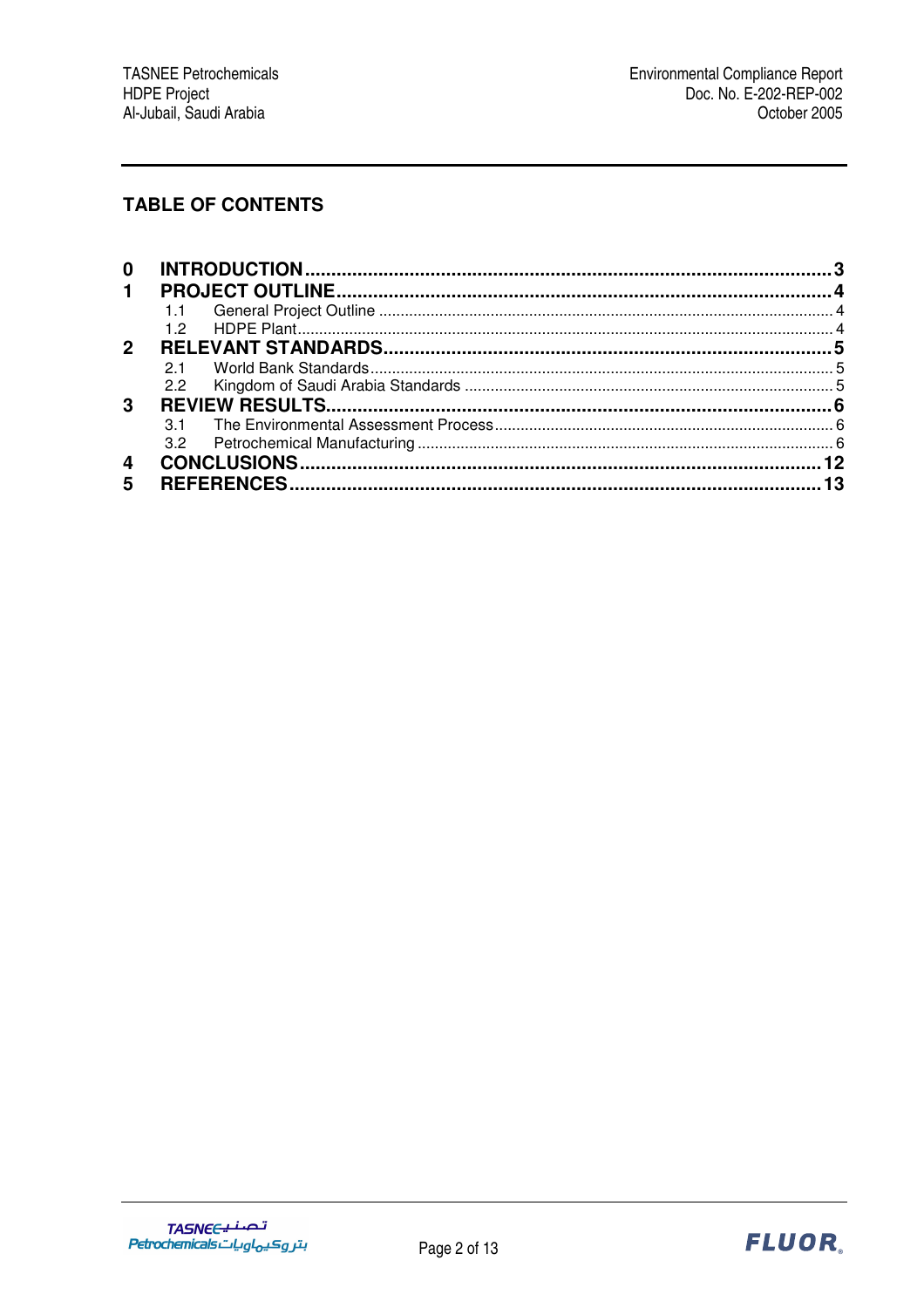## TABLE OF CONTENTS

| | | |
|---|---|---|
| **0** | **INTRODUCTION** | **3** |
| **1** | **PROJECT OUTLINE** | **4** |
| 1.1 | General Project Outline | 4 |
| 1.2 | HDPE Plant | 4 |
| **2** | **RELEVANT STANDARDS** | **5** |
| 2.1 | World Bank Standards | 5 |
| 2.2 | Kingdom of Saudi Arabia Standards | 5 |
| **3** | **REVIEW RESULTS** | **6** |
| 3.1 | The Environmental Assessment Process | 6 |
| 3.2 | Petrochemical Manufacturing | 6 |
| **4** | **CONCLUSIONS** | **12** |
| **5** | **REFERENCES** | **13** |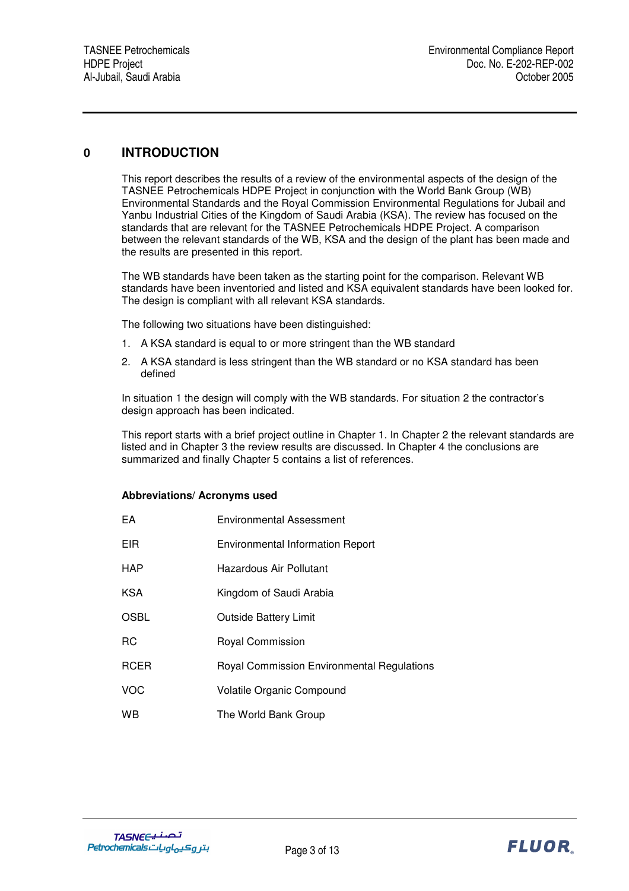# 0 INTRODUCTION

This report describes the results of a review of the environmental aspects of the design of the TASNEE Petrochemicals HDPE Project in conjunction with the World Bank Group (WB) Environmental Standards and the Royal Commission Environmental Regulations for Jubail and Yanbu Industrial Cities of the Kingdom of Saudi Arabia (KSA). The review has focused on the standards that are relevant for the TASNEE Petrochemicals HDPE Project. A comparison between the relevant standards of the WB, KSA and the design of the plant has been made and the results are presented in this report.

The WB standards have been taken as the starting point for the comparison. Relevant WB standards have been inventoried and listed and KSA equivalent standards have been looked for. The design is compliant with all relevant KSA standards.

The following two situations have been distinguished:

1. A KSA standard is equal to or more stringent than the WB standard
2. A KSA standard is less stringent than the WB standard or no KSA standard has been defined

In situation 1 the design will comply with the WB standards. For situation 2 the contractor's design approach has been indicated.

This report starts with a brief project outline in Chapter 1. In Chapter 2 the relevant standards are listed and in Chapter 3 the review results are discussed. In Chapter 4 the conclusions are summarized and finally Chapter 5 contains a list of references.

**Abbreviations/ Acronyms used**

| | |
|---|---|
| EA | Environmental Assessment |
| EIR | Environmental Information Report |
| HAP | Hazardous Air Pollutant |
| KSA | Kingdom of Saudi Arabia |
| OSBL | Outside Battery Limit |
| RC | Royal Commission |
| RCER | Royal Commission Environmental Regulations |
| VOC | Volatile Organic Compound |
| WB | The World Bank Group |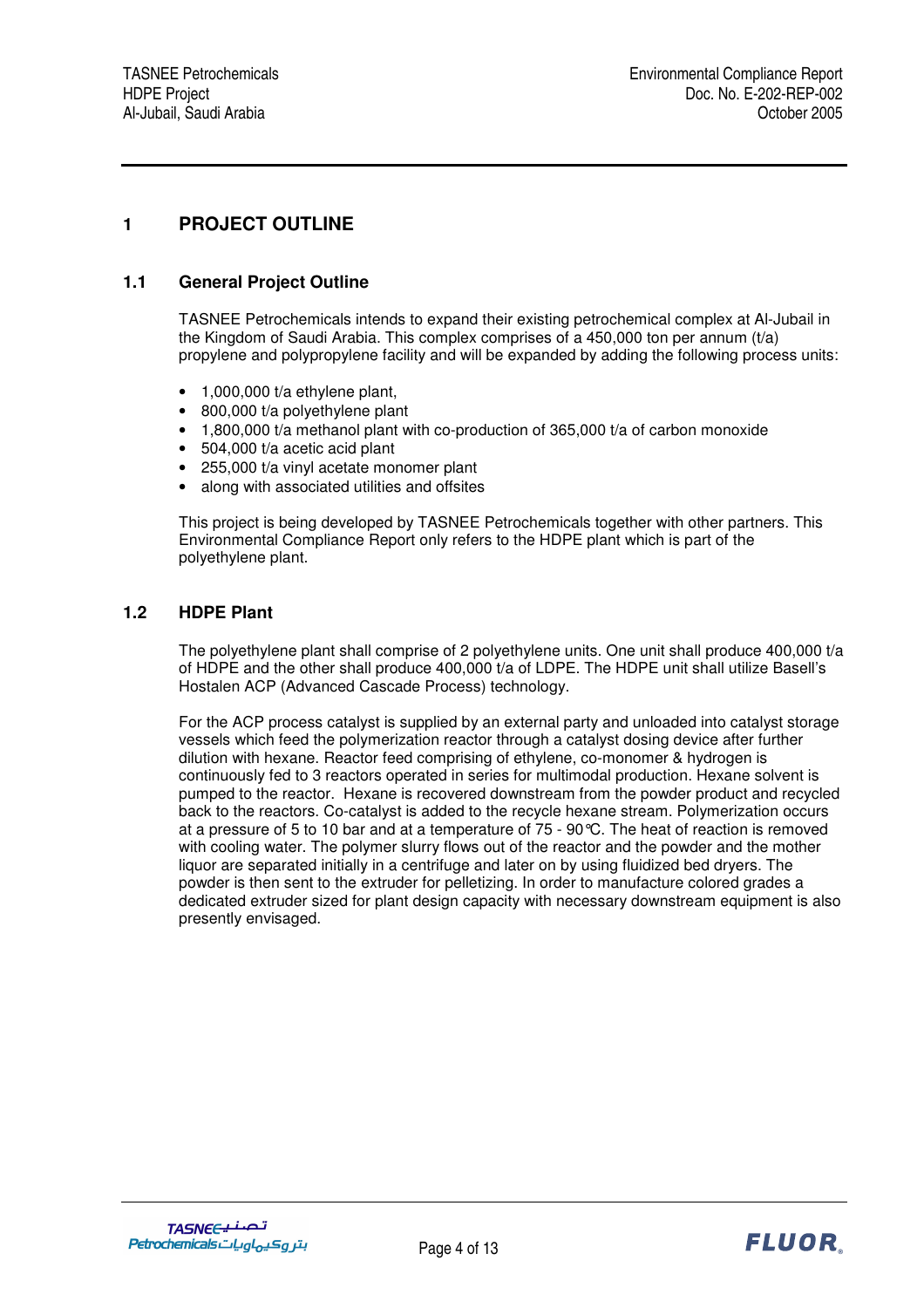# 1 PROJECT OUTLINE

## 1.1 General Project Outline

TASNEE Petrochemicals intends to expand their existing petrochemical complex at Al-Jubail in the Kingdom of Saudi Arabia. This complex comprises of a 450,000 ton per annum (t/a) propylene and polypropylene facility and will be expanded by adding the following process units:

- 1,000,000 t/a ethylene plant,
- 800,000 t/a polyethylene plant
- 1,800,000 t/a methanol plant with co-production of 365,000 t/a of carbon monoxide
- 504,000 t/a acetic acid plant
- 255,000 t/a vinyl acetate monomer plant
- along with associated utilities and offsites

This project is being developed by TASNEE Petrochemicals together with other partners. This Environmental Compliance Report only refers to the HDPE plant which is part of the polyethylene plant.

## 1.2 HDPE Plant

The polyethylene plant shall comprise of 2 polyethylene units. One unit shall produce 400,000 t/a of HDPE and the other shall produce 400,000 t/a of LDPE. The HDPE unit shall utilize Basell's Hostalen ACP (Advanced Cascade Process) technology.

For the ACP process catalyst is supplied by an external party and unloaded into catalyst storage vessels which feed the polymerization reactor through a catalyst dosing device after further dilution with hexane. Reactor feed comprising of ethylene, co-monomer & hydrogen is continuously fed to 3 reactors operated in series for multimodal production. Hexane solvent is pumped to the reactor. Hexane is recovered downstream from the powder product and recycled back to the reactors. Co-catalyst is added to the recycle hexane stream. Polymerization occurs at a pressure of 5 to 10 bar and at a temperature of 75 - 90°C. The heat of reaction is removed with cooling water. The polymer slurry flows out of the reactor and the powder and the mother liquor are separated initially in a centrifuge and later on by using fluidized bed dryers. The powder is then sent to the extruder for pelletizing. In order to manufacture colored grades a dedicated extruder sized for plant design capacity with necessary downstream equipment is also presently envisaged.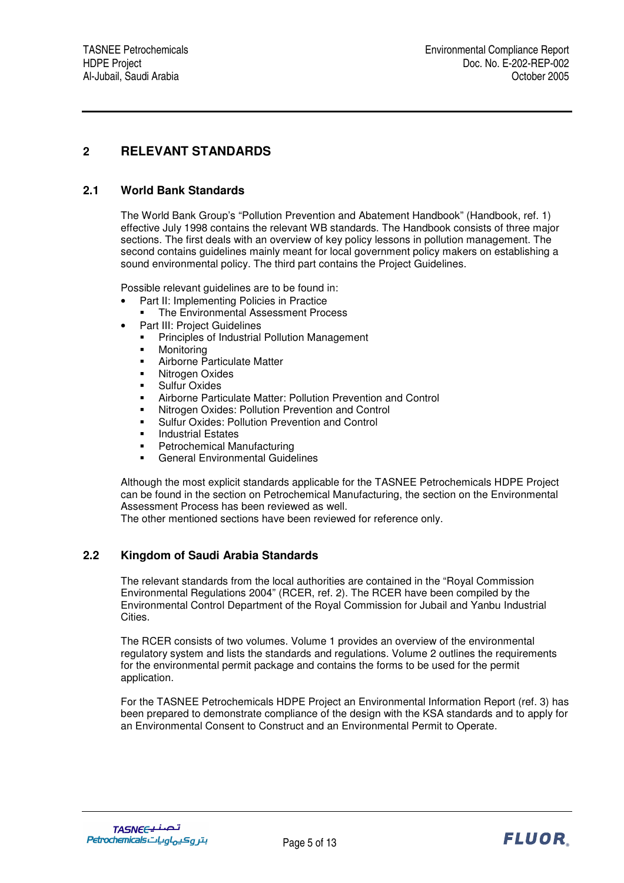## 2 RELEVANT STANDARDS

### 2.1 World Bank Standards

The World Bank Group's "Pollution Prevention and Abatement Handbook" (Handbook, ref. 1) effective July 1998 contains the relevant WB standards. The Handbook consists of three major sections. The first deals with an overview of key policy lessons in pollution management. The second contains guidelines mainly meant for local government policy makers on establishing a sound environmental policy. The third part contains the Project Guidelines.

Possible relevant guidelines are to be found in:

- Part II: Implementing Policies in Practice
  - The Environmental Assessment Process
- Part III: Project Guidelines
  - Principles of Industrial Pollution Management
  - Monitoring
  - Airborne Particulate Matter
  - Nitrogen Oxides
  - Sulfur Oxides
  - Airborne Particulate Matter: Pollution Prevention and Control
  - Nitrogen Oxides: Pollution Prevention and Control
  - Sulfur Oxides: Pollution Prevention and Control
  - Industrial Estates
  - Petrochemical Manufacturing
  - General Environmental Guidelines

Although the most explicit standards applicable for the TASNEE Petrochemicals HDPE Project can be found in the section on Petrochemical Manufacturing, the section on the Environmental Assessment Process has been reviewed as well.
The other mentioned sections have been reviewed for reference only.

### 2.2 Kingdom of Saudi Arabia Standards

The relevant standards from the local authorities are contained in the "Royal Commission Environmental Regulations 2004" (RCER, ref. 2). The RCER have been compiled by the Environmental Control Department of the Royal Commission for Jubail and Yanbu Industrial Cities.

The RCER consists of two volumes. Volume 1 provides an overview of the environmental regulatory system and lists the standards and regulations. Volume 2 outlines the requirements for the environmental permit package and contains the forms to be used for the permit application.

For the TASNEE Petrochemicals HDPE Project an Environmental Information Report (ref. 3) has been prepared to demonstrate compliance of the design with the KSA standards and to apply for an Environmental Consent to Construct and an Environmental Permit to Operate.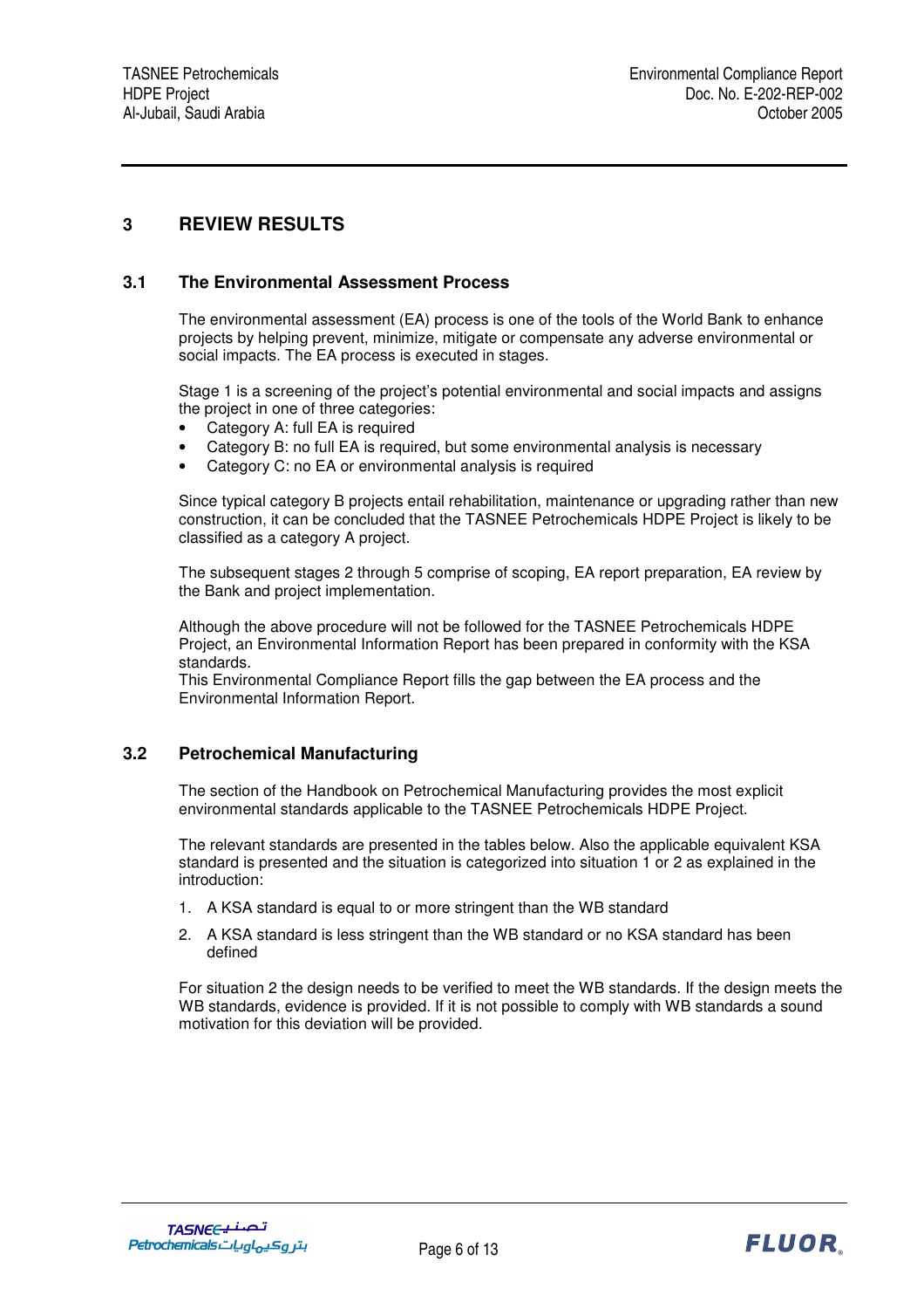# 3 REVIEW RESULTS

## 3.1 The Environmental Assessment Process

The environmental assessment (EA) process is one of the tools of the World Bank to enhance projects by helping prevent, minimize, mitigate or compensate any adverse environmental or social impacts. The EA process is executed in stages.

Stage 1 is a screening of the project's potential environmental and social impacts and assigns the project in one of three categories:

- Category A: full EA is required
- Category B: no full EA is required, but some environmental analysis is necessary
- Category C: no EA or environmental analysis is required

Since typical category B projects entail rehabilitation, maintenance or upgrading rather than new construction, it can be concluded that the TASNEE Petrochemicals HDPE Project is likely to be classified as a category A project.

The subsequent stages 2 through 5 comprise of scoping, EA report preparation, EA review by the Bank and project implementation.

Although the above procedure will not be followed for the TASNEE Petrochemicals HDPE Project, an Environmental Information Report has been prepared in conformity with the KSA standards.
This Environmental Compliance Report fills the gap between the EA process and the Environmental Information Report.

## 3.2 Petrochemical Manufacturing

The section of the Handbook on Petrochemical Manufacturing provides the most explicit environmental standards applicable to the TASNEE Petrochemicals HDPE Project.

The relevant standards are presented in the tables below. Also the applicable equivalent KSA standard is presented and the situation is categorized into situation 1 or 2 as explained in the introduction:

1. A KSA standard is equal to or more stringent than the WB standard
2. A KSA standard is less stringent than the WB standard or no KSA standard has been defined

For situation 2 the design needs to be verified to meet the WB standards. If the design meets the WB standards, evidence is provided. If it is not possible to comply with WB standards a sound motivation for this deviation will be provided.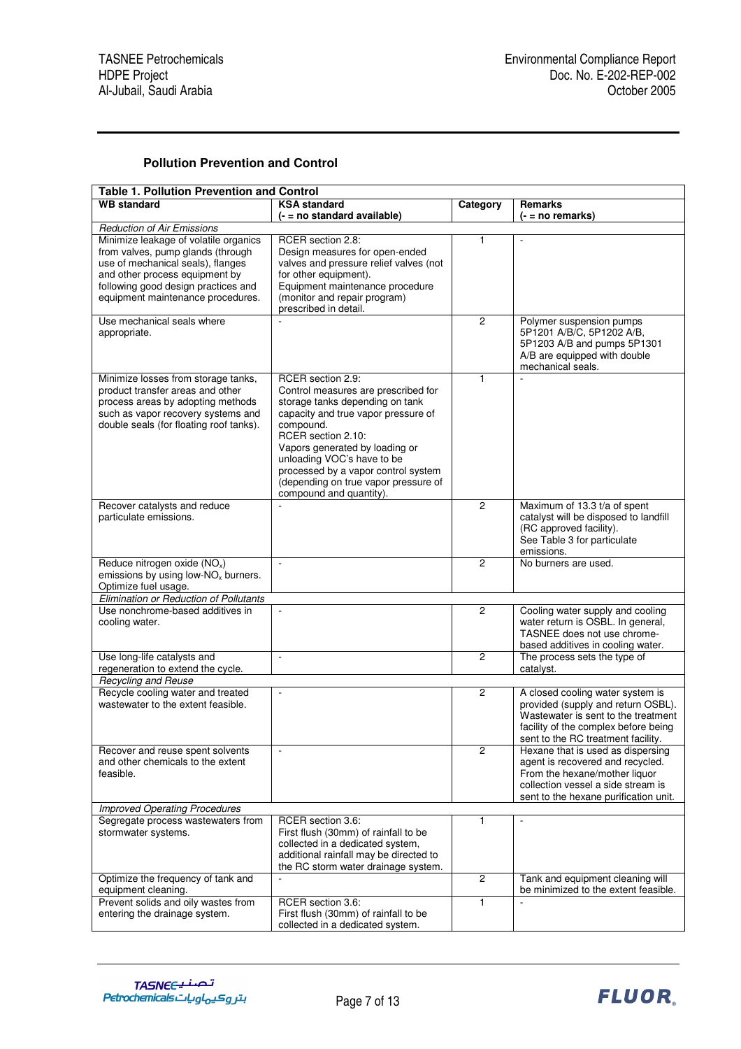### Pollution Prevention and Control

| **Table 1. Pollution Prevention and Control** | | | |
|---|---|---|---|
| **WB standard** | **KSA standard (- = no standard available)** | **Category** | **Remarks (- = no remarks)** |
| *Reduction of Air Emissions* | | | |
| Minimize leakage of volatile organics from valves, pump glands (through use of mechanical seals), flanges and other process equipment by following good design practices and equipment maintenance procedures. | RCER section 2.8: Design measures for open-ended valves and pressure relief valves (not for other equipment). Equipment maintenance procedure (monitor and repair program) prescribed in detail. | 1 | - |
| Use mechanical seals where appropriate. | - | 2 | Polymer suspension pumps 5P1201 A/B/C, 5P1202 A/B, 5P1203 A/B and pumps 5P1301 A/B are equipped with double mechanical seals. |
| Minimize losses from storage tanks, product transfer areas and other process areas by adopting methods such as vapor recovery systems and double seals (for floating roof tanks). | RCER section 2.9: Control measures are prescribed for storage tanks depending on tank capacity and true vapor pressure of compound. RCER section 2.10: Vapors generated by loading or unloading VOC's have to be processed by a vapor control system (depending on true vapor pressure of compound and quantity). | 1 | - |
| Recover catalysts and reduce particulate emissions. | - | 2 | Maximum of 13.3 t/a of spent catalyst will be disposed to landfill (RC approved facility). See Table 3 for particulate emissions. |
| Reduce nitrogen oxide ($NO_x$) emissions by using low-$NO_x$ burners. Optimize fuel usage. | - | 2 | No burners are used. |
| *Elimination or Reduction of Pollutants* | | | |
| Use nonchrome-based additives in cooling water. | - | 2 | Cooling water supply and cooling water return is OSBL. In general, TASNEE does not use chrome-based additives in cooling water. |
| Use long-life catalysts and regeneration to extend the cycle. | - | 2 | The process sets the type of catalyst. |
| *Recycling and Reuse* | | | |
| Recycle cooling water and treated wastewater to the extent feasible. | - | 2 | A closed cooling water system is provided (supply and return OSBL). Wastewater is sent to the treatment facility of the complex before being sent to the RC treatment facility. |
| Recover and reuse spent solvents and other chemicals to the extent feasible. | - | 2 | Hexane that is used as dispersing agent is recovered and recycled. From the hexane/mother liquor collection vessel a side stream is sent to the hexane purification unit. |
| *Improved Operating Procedures* | | | |
| Segregate process wastewaters from stormwater systems. | RCER section 3.6: First flush (30mm) of rainfall to be collected in a dedicated system, additional rainfall may be directed to the RC storm water drainage system. | 1 | - |
| Optimize the frequency of tank and equipment cleaning. | - | 2 | Tank and equipment cleaning will be minimized to the extent feasible. |
| Prevent solids and oily wastes from entering the drainage system. | RCER section 3.6: First flush (30mm) of rainfall to be collected in a dedicated system. | 1 | - |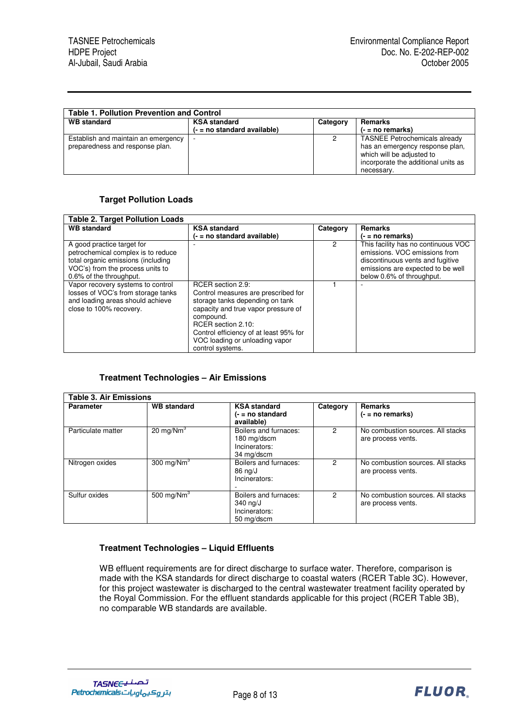| Table 1. Pollution Prevention and Control | | | |
|---|---|---|---|
| **WB standard** | **KSA standard (- = no standard available)** | **Category** | **Remarks (- = no remarks)** |
| Establish and maintain an emergency preparedness and response plan. | - | 2 | TASNEE Petrochemicals already has an emergency response plan, which will be adjusted to incorporate the additional units as necessary. |

### Target Pollution Loads

| Table 2. Target Pollution Loads | | | |
|---|---|---|---|
| **WB standard** | **KSA standard (- = no standard available)** | **Category** | **Remarks (- = no remarks)** |
| A good practice target for petrochemical complex is to reduce total organic emissions (including VOC's) from the process units to 0.6% of the throughput. | - | 2 | This facility has no continuous VOC emissions. VOC emissions from discontinuous vents and fugitive emissions are expected to be well below 0.6% of throughput. |
| Vapor recovery systems to control losses of VOC's from storage tanks and loading areas should achieve close to 100% recovery. | RCER section 2.9: Control measures are prescribed for storage tanks depending on tank capacity and true vapor pressure of compound. RCER section 2.10: Control efficiency of at least 95% for VOC loading or unloading vapor control systems. | 1 | - |

### Treatment Technologies – Air Emissions

| Table 3. Air Emissions | | | | |
|---|---|---|---|---|
| **Parameter** | **WB standard** | **KSA standard (- = no standard available)** | **Category** | **Remarks (- = no remarks)** |
| Particulate matter | 20 mg/Nm$^3$ | Boilers and furnaces: 180 mg/dscm Incinerators: 34 mg/dscm | 2 | No combustion sources. All stacks are process vents. |
| Nitrogen oxides | 300 mg/Nm$^3$ | Boilers and furnaces: 86 ng/J Incinerators: - | 2 | No combustion sources. All stacks are process vents. |
| Sulfur oxides | 500 mg/Nm$^3$ | Boilers and furnaces: 340 ng/J Incinerators: 50 mg/dscm | 2 | No combustion sources. All stacks are process vents. |

### Treatment Technologies – Liquid Effluents

WB effluent requirements are for direct discharge to surface water. Therefore, comparison is made with the KSA standards for direct discharge to coastal waters (RCER Table 3C). However, for this project wastewater is discharged to the central wastewater treatment facility operated by the Royal Commission. For the effluent standards applicable for this project (RCER Table 3B), no comparable WB standards are available.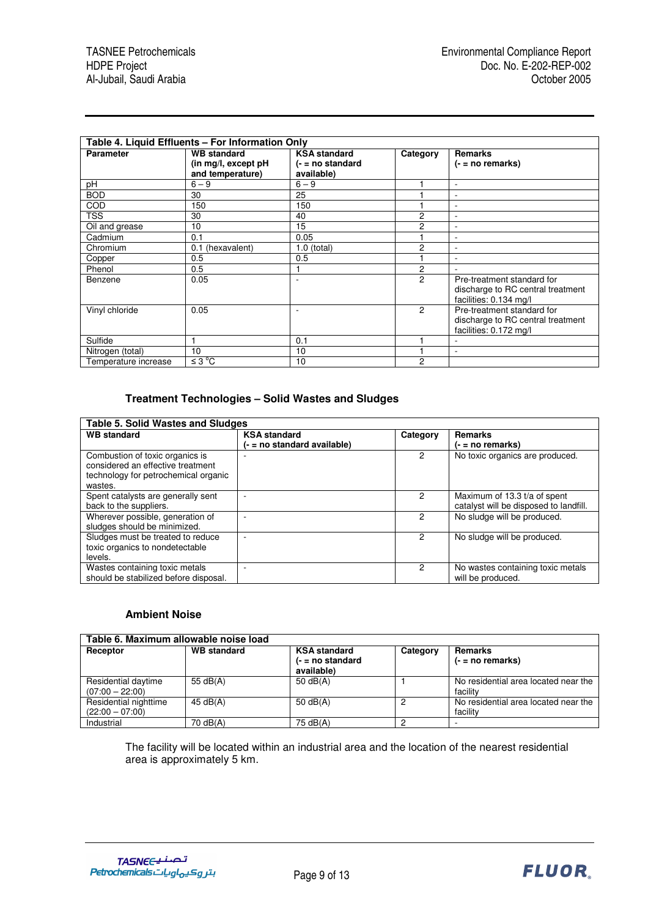| Table 4. Liquid Effluents – For Information Only | | | | |
|---|---|---|---|---|
| **Parameter** | **WB standard (in mg/l, except pH and temperature)** | **KSA standard (- = no standard available)** | **Category** | **Remarks (- = no remarks)** |
| pH | 6 – 9 | 6 – 9 | 1 | - |
| BOD | 30 | 25 | 1 | - |
| COD | 150 | 150 | 1 | - |
| TSS | 30 | 40 | 2 | - |
| Oil and grease | 10 | 15 | 2 | - |
| Cadmium | 0.1 | 0.05 | 1 | - |
| Chromium | 0.1 (hexavalent) | 1.0 (total) | 2 | - |
| Copper | 0.5 | 0.5 | 1 | - |
| Phenol | 0.5 | 1 | 2 | - |
| Benzene | 0.05 | - | 2 | Pre-treatment standard for discharge to RC central treatment facilities: 0.134 mg/l |
| Vinyl chloride | 0.05 | - | 2 | Pre-treatment standard for discharge to RC central treatment facilities: 0.172 mg/l |
| Sulfide | 1 | 0.1 | 1 | - |
| Nitrogen (total) | 10 | 10 | 1 | - |
| Temperature increase | ≤ 3 °C | 10 | 2 | |

### Treatment Technologies – Solid Wastes and Sludges

| Table 5. Solid Wastes and Sludges | | | |
|---|---|---|---|
| **WB standard** | **KSA standard (- = no standard available)** | **Category** | **Remarks (- = no remarks)** |
| Combustion of toxic organics is considered an effective treatment technology for petrochemical organic wastes. | - | 2 | No toxic organics are produced. |
| Spent catalysts are generally sent back to the suppliers. | - | 2 | Maximum of 13.3 t/a of spent catalyst will be disposed to landfill. |
| Wherever possible, generation of sludges should be minimized. | - | 2 | No sludge will be produced. |
| Sludges must be treated to reduce toxic organics to nondetectable levels. | - | 2 | No sludge will be produced. |
| Wastes containing toxic metals should be stabilized before disposal. | - | 2 | No wastes containing toxic metals will be produced. |

### Ambient Noise

| Table 6. Maximum allowable noise load | | | | |
|---|---|---|---|---|
| **Receptor** | **WB standard** | **KSA standard (- = no standard available)** | **Category** | **Remarks (- = no remarks)** |
| Residential daytime (07:00 – 22:00) | 55 dB(A) | 50 dB(A) | 1 | No residential area located near the facility |
| Residential nighttime (22:00 – 07:00) | 45 dB(A) | 50 dB(A) | 2 | No residential area located near the facility |
| Industrial | 70 dB(A) | 75 dB(A) | 2 | - |

The facility will be located within an industrial area and the location of the nearest residential area is approximately 5 km.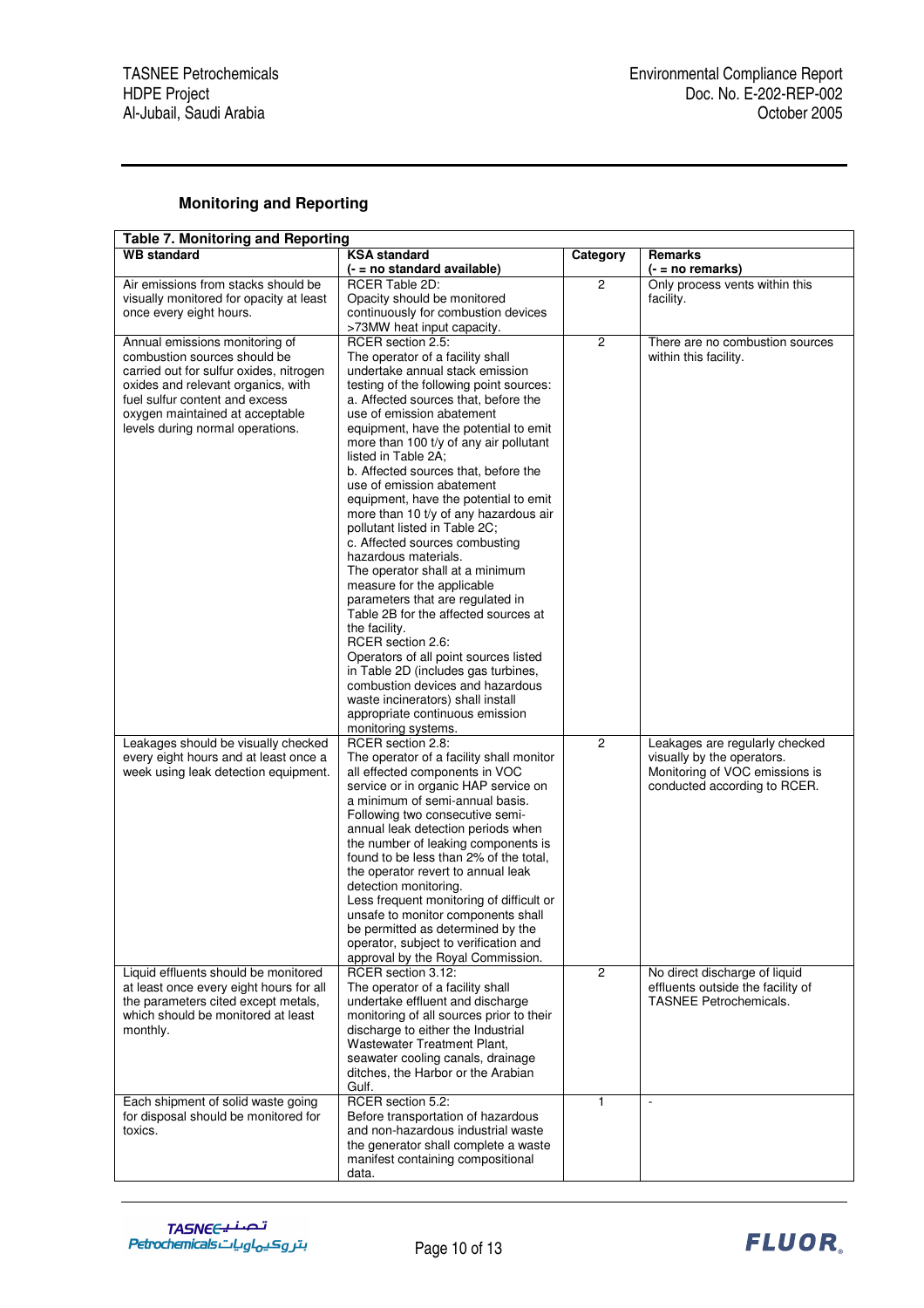### Monitoring and Reporting

| **Table 7. Monitoring and Reporting** | | | |
|---|---|---|---|
| **WB standard** | **KSA standard (- = no standard available)** | **Category** | **Remarks (- = no remarks)** |
| Air emissions from stacks should be visually monitored for opacity at least once every eight hours. | RCER Table 2D: Opacity should be monitored continuously for combustion devices >73MW heat input capacity. | 2 | Only process vents within this facility. |
| Annual emissions monitoring of combustion sources should be carried out for sulfur oxides, nitrogen oxides and relevant organics, with fuel sulfur content and excess oxygen maintained at acceptable levels during normal operations. | RCER section 2.5: The operator of a facility shall undertake annual stack emission testing of the following point sources: a. Affected sources that, before the use of emission abatement equipment, have the potential to emit more than 100 t/y of any air pollutant listed in Table 2A; b. Affected sources that, before the use of emission abatement equipment, have the potential to emit more than 10 t/y of any hazardous air pollutant listed in Table 2C; c. Affected sources combusting hazardous materials. The operator shall at a minimum measure for the applicable parameters that are regulated in Table 2B for the affected sources at the facility. RCER section 2.6: Operators of all point sources listed in Table 2D (includes gas turbines, combustion devices and hazardous waste incinerators) shall install appropriate continuous emission monitoring systems. | 2 | There are no combustion sources within this facility. |
| Leakages should be visually checked every eight hours and at least once a week using leak detection equipment. | RCER section 2.8: The operator of a facility shall monitor all effected components in VOC service or in organic HAP service on a minimum of semi-annual basis. Following two consecutive semi-annual leak detection periods when the number of leaking components is found to be less than 2% of the total, the operator revert to annual leak detection monitoring. Less frequent monitoring of difficult or unsafe to monitor components shall be permitted as determined by the operator, subject to verification and approval by the Royal Commission. | 2 | Leakages are regularly checked visually by the operators. Monitoring of VOC emissions is conducted according to RCER. |
| Liquid effluents should be monitored at least once every eight hours for all the parameters cited except metals, which should be monitored at least monthly. | RCER section 3.12: The operator of a facility shall undertake effluent and discharge monitoring of all sources prior to their discharge to either the Industrial Wastewater Treatment Plant, seawater cooling canals, drainage ditches, the Harbor or the Arabian Gulf. | 2 | No direct discharge of liquid effluents outside the facility of TASNEE Petrochemicals. |
| Each shipment of solid waste going for disposal should be monitored for toxics. | RCER section 5.2: Before transportation of hazardous and non-hazardous industrial waste the generator shall complete a waste manifest containing compositional data. | 1 | - |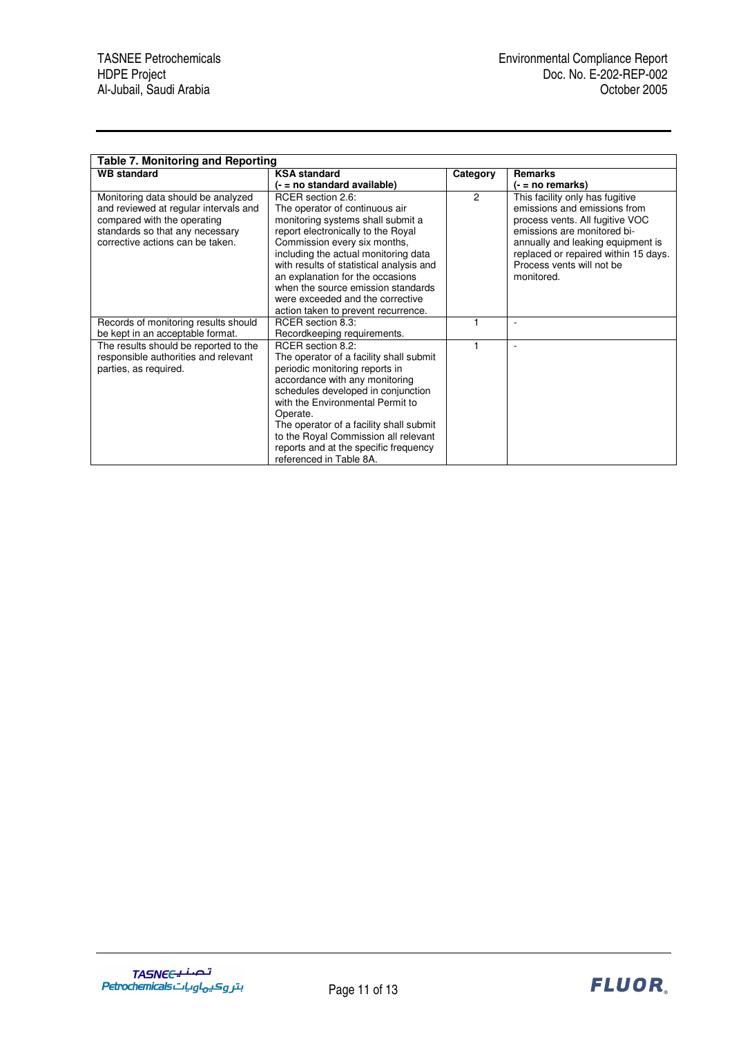**Table 7. Monitoring and Reporting**

| WB standard | KSA standard (- = no standard available) | Category | Remarks (- = no remarks) |
|---|---|---|---|
| Monitoring data should be analyzed and reviewed at regular intervals and compared with the operating standards so that any necessary corrective actions can be taken. | RCER section 2.6: The operator of continuous air monitoring systems shall submit a report electronically to the Royal Commission every six months, including the actual monitoring data with results of statistical analysis and an explanation for the occasions when the source emission standards were exceeded and the corrective action taken to prevent recurrence. | 2 | This facility only has fugitive emissions and emissions from process vents. All fugitive VOC emissions are monitored bi-annually and leaking equipment is replaced or repaired within 15 days. Process vents will not be monitored. |
| Records of monitoring results should be kept in an acceptable format. | RCER section 8.3: Recordkeeping requirements. | 1 | - |
| The results should be reported to the responsible authorities and relevant parties, as required. | RCER section 8.2: The operator of a facility shall submit periodic monitoring reports in accordance with any monitoring schedules developed in conjunction with the Environmental Permit to Operate. The operator of a facility shall submit to the Royal Commission all relevant reports and at the specific frequency referenced in Table 8A. | 1 | - |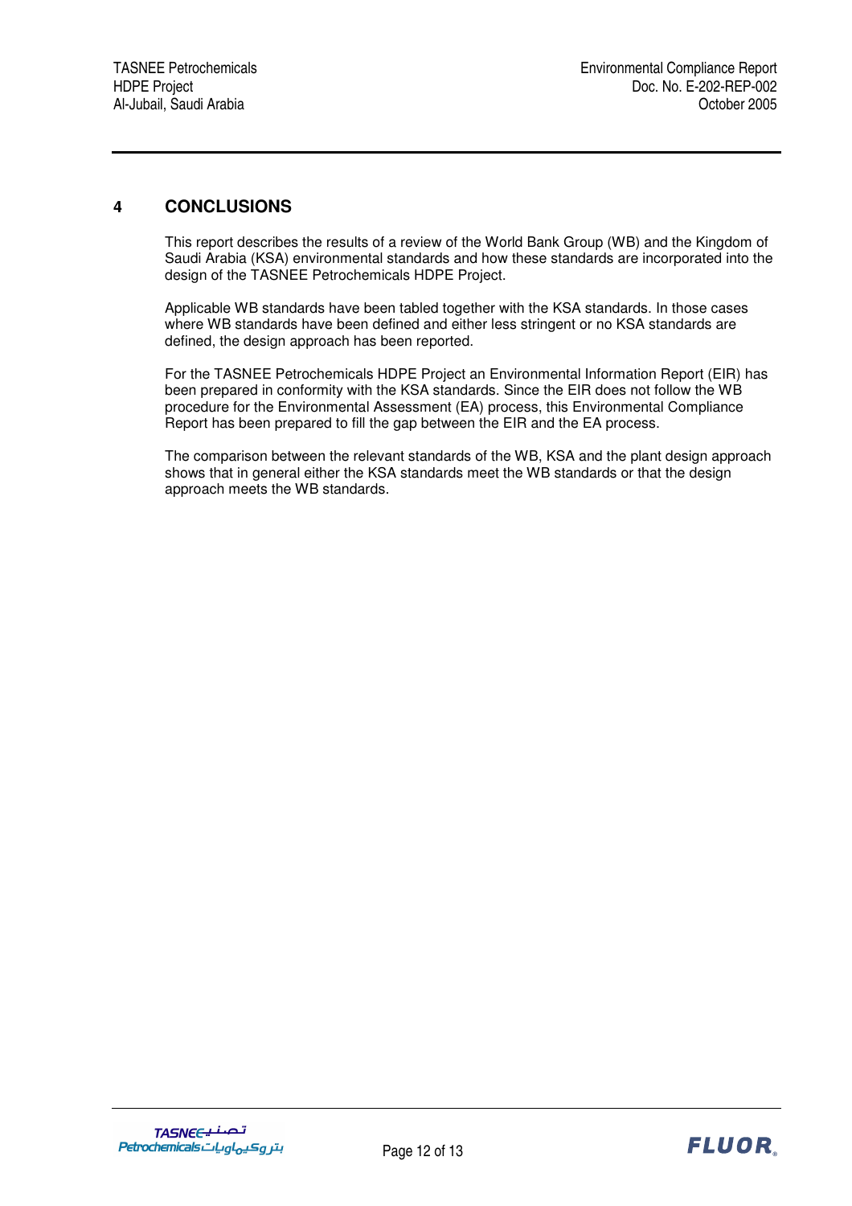# 4 CONCLUSIONS

This report describes the results of a review of the World Bank Group (WB) and the Kingdom of Saudi Arabia (KSA) environmental standards and how these standards are incorporated into the design of the TASNEE Petrochemicals HDPE Project.

Applicable WB standards have been tabled together with the KSA standards. In those cases where WB standards have been defined and either less stringent or no KSA standards are defined, the design approach has been reported.

For the TASNEE Petrochemicals HDPE Project an Environmental Information Report (EIR) has been prepared in conformity with the KSA standards. Since the EIR does not follow the WB procedure for the Environmental Assessment (EA) process, this Environmental Compliance Report has been prepared to fill the gap between the EIR and the EA process.

The comparison between the relevant standards of the WB, KSA and the plant design approach shows that in general either the KSA standards meet the WB standards or that the design approach meets the WB standards.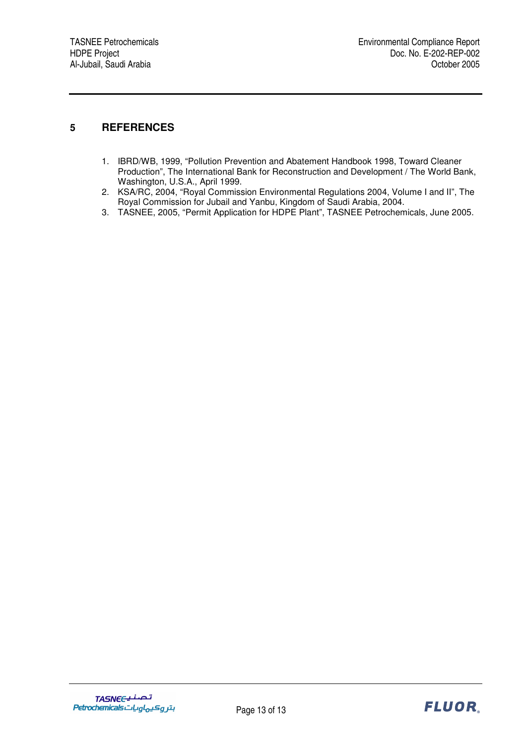## 5 REFERENCES

1. IBRD/WB, 1999, “Pollution Prevention and Abatement Handbook 1998, Toward Cleaner Production”, The International Bank for Reconstruction and Development / The World Bank, Washington, U.S.A., April 1999.
2. KSA/RC, 2004, “Royal Commission Environmental Regulations 2004, Volume I and II”, The Royal Commission for Jubail and Yanbu, Kingdom of Saudi Arabia, 2004.
3. TASNEE, 2005, “Permit Application for HDPE Plant”, TASNEE Petrochemicals, June 2005.